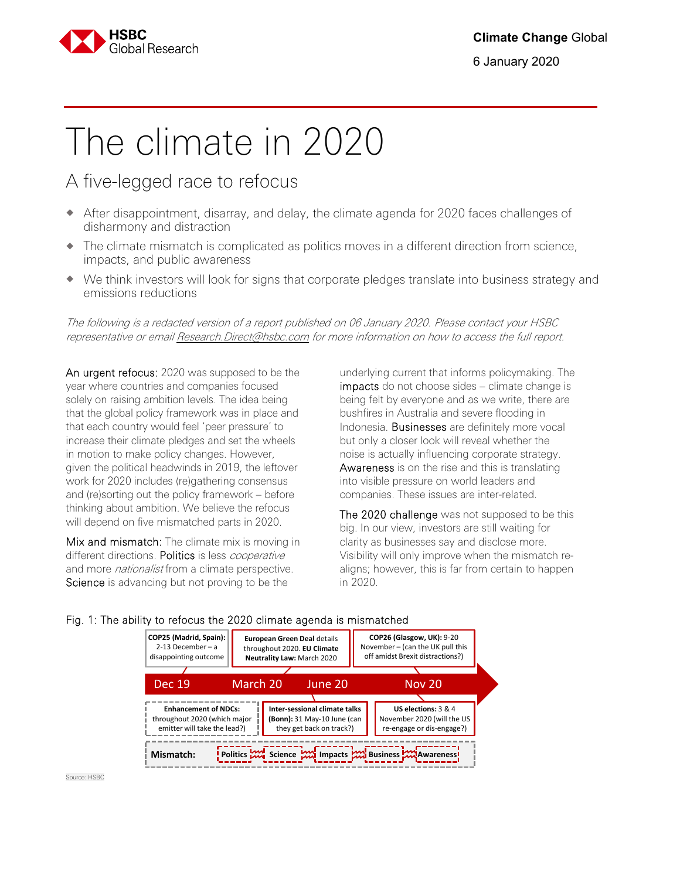Climate Change Global

6 January 2020

# The climate in 2020

## A five-legged race to refocus

- After disappointment, disarray, and delay, the climate agenda for 2020 faces challenges of disharmony and distraction
- The climate mismatch is complicated as politics moves in a different direction from science, impacts, and public awareness
- We think investors will look for signs that corporate pledges translate into business strategy and emissions reductions

*The following is a redacted version of a report published on 06 January 2020. Please contact your HSBC representative or email Research.Direct@hsbc.com for more information on how to access the full report.*

An urgent refocus: 2020 was supposed to be the year where countries and companies focused solely on raising ambition levels. The idea being that the global policy framework was in place and that each country would feel 'peer pressure' to increase their climate pledges and set the wheels in motion to make policy changes. However, given the political headwinds in 2019, the leftover work for 2020 includes (re)gathering consensus and (re)sorting out the policy framework – before thinking about ambition. We believe the refocus will depend on five mismatched parts in 2020.

Mix and mismatch: The climate mix is moving in different directions. Politics is less *cooperative* and more *nationalist* from a climate perspective. Science is advancing but not proving to be the underlying current that informs policymaking. The impacts do not choose sides – climate change is being felt by everyone and as we write, there are bushfires in Australia and severe flooding in Indonesia. Businesses are definitely more vocal but only a closer look will reveal whether the noise is actually influencing corporate strategy. Awareness is on the rise and this is translating into visible pressure on world leaders and companies. These issues are inter-related.

The 2020 challenge was not supposed to be this big. In our view, investors are still waiting for clarity as businesses say and disclose more. Visibility will only improve when the mismatch re-aligns; however, this is far from certain to happen in 2020.

Fig. 1: The ability to refocus the 2020 climate agenda is mismatched

| Dec 19 | March 20 | June 20 | Nov 20 |
|---|---|---|---|
| **COP25 (Madrid, Spain):** 2-13 December – a disappointing outcome | **European Green Deal** details throughout 2020. **EU Climate Neutrality Law:** March 2020 | | **COP26 (Glasgow, UK):** 9-20 November – (can the UK pull this off amidst Brexit distractions?) |
| **Enhancement of NDCs:** throughout 2020 (which major emitter will take the lead?) | | **Inter-sessional climate talks (Bonn):** 31 May-10 June (can they get back on track?) | **US elections:** 3 & 4 November 2020 (will the US re-engage or dis-engage?) |

**Mismatch:** Politics – Science – Impacts – Business – Awareness

Source: HSBC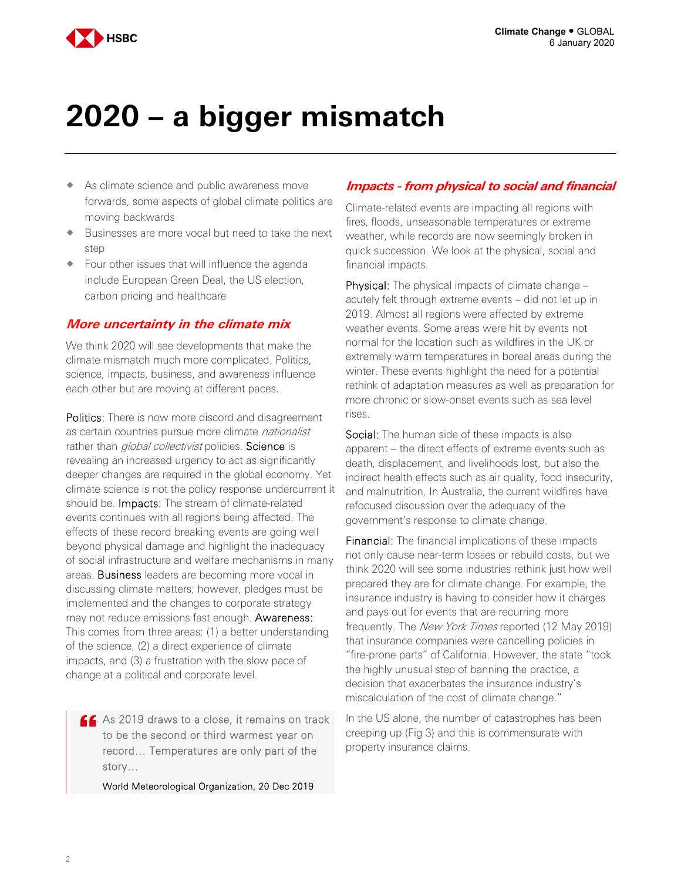# 2020 – a bigger mismatch

- As climate science and public awareness move forwards, some aspects of global climate politics are moving backwards
- Businesses are more vocal but need to take the next step
- Four other issues that will influence the agenda include European Green Deal, the US election, carbon pricing and healthcare

## More uncertainty in the climate mix

We think 2020 will see developments that make the climate mismatch much more complicated. Politics, science, impacts, business, and awareness influence each other but are moving at different paces.

Politics: There is now more discord and disagreement as certain countries pursue more climate *nationalist* rather than *global collectivist* policies. Science is revealing an increased urgency to act as significantly deeper changes are required in the global economy. Yet climate science is not the policy response undercurrent it should be. Impacts: The stream of climate-related events continues with all regions being affected. The effects of these record breaking events are going well beyond physical damage and highlight the inadequacy of social infrastructure and welfare mechanisms in many areas. Business leaders are becoming more vocal in discussing climate matters; however, pledges must be implemented and the changes to corporate strategy may not reduce emissions fast enough. Awareness: This comes from three areas: (1) a better understanding of the science, (2) a direct experience of climate impacts, and (3) a frustration with the slow pace of change at a political and corporate level.

> As 2019 draws to a close, it remains on track to be the second or third warmest year on record… Temperatures are only part of the story…
>
> World Meteorological Organization, 20 Dec 2019

## Impacts - from physical to social and financial

Climate-related events are impacting all regions with fires, floods, unseasonable temperatures or extreme weather, while records are now seemingly broken in quick succession. We look at the physical, social and financial impacts.

Physical: The physical impacts of climate change – acutely felt through extreme events – did not let up in 2019. Almost all regions were affected by extreme weather events. Some areas were hit by events not normal for the location such as wildfires in the UK or extremely warm temperatures in boreal areas during the winter. These events highlight the need for a potential rethink of adaptation measures as well as preparation for more chronic or slow-onset events such as sea level rises.

Social: The human side of these impacts is also apparent – the direct effects of extreme events such as death, displacement, and livelihoods lost, but also the indirect health effects such as air quality, food insecurity, and malnutrition. In Australia, the current wildfires have refocused discussion over the adequacy of the government's response to climate change.

Financial: The financial implications of these impacts not only cause near-term losses or rebuild costs, but we think 2020 will see some industries rethink just how well prepared they are for climate change. For example, the insurance industry is having to consider how it charges and pays out for events that are recurring more frequently. The *New York Times* reported (12 May 2019) that insurance companies were cancelling policies in "fire-prone parts" of California. However, the state "took the highly unusual step of banning the practice, a decision that exacerbates the insurance industry's miscalculation of the cost of climate change."

In the US alone, the number of catastrophes has been creeping up (Fig 3) and this is commensurate with property insurance claims.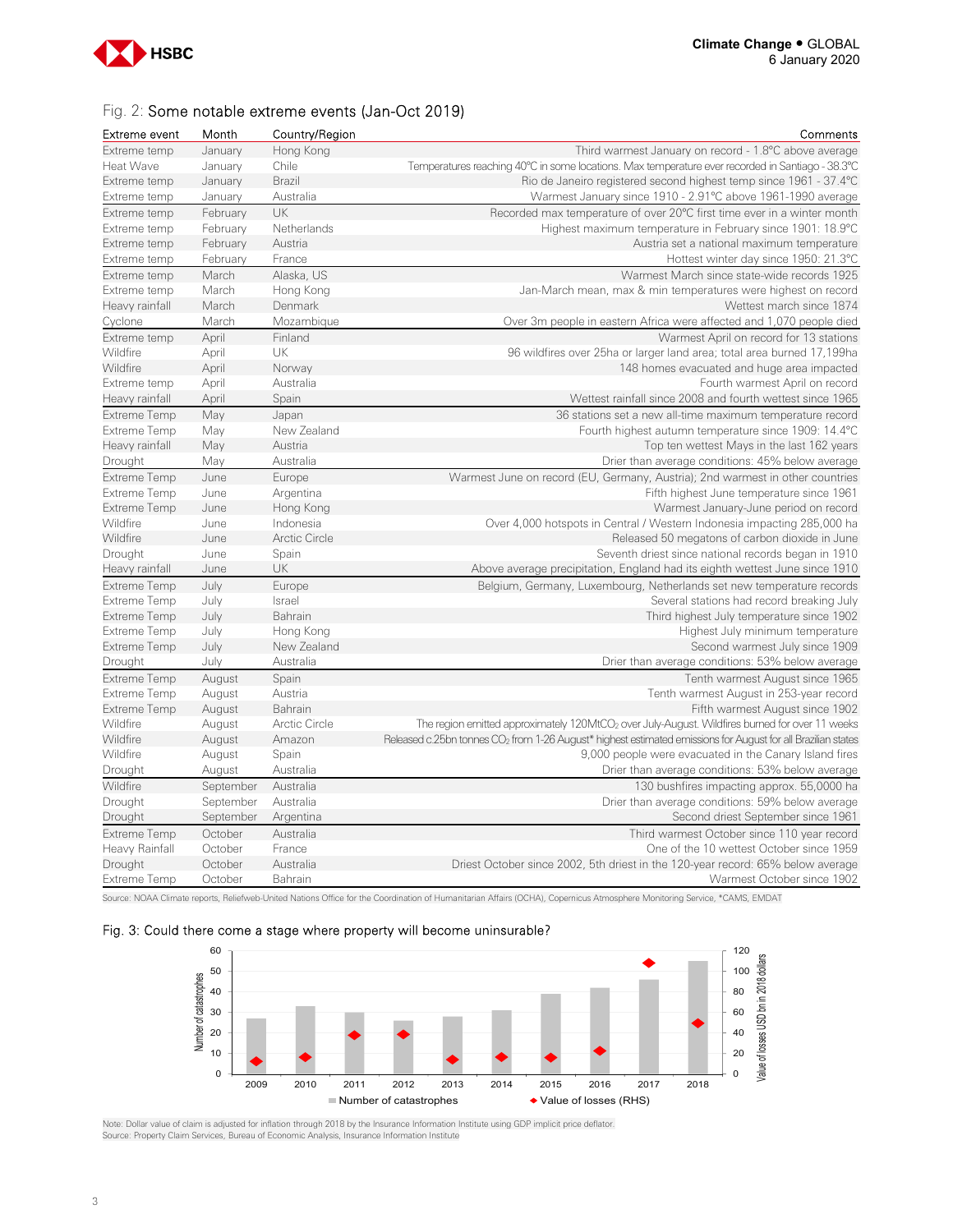## Fig. 2: Some notable extreme events (Jan-Oct 2019)

| Extreme event | Month | Country/Region | Comments |
|---|---|---|---|
| Extreme temp | January | Hong Kong | Third warmest January on record - 1.8°C above average |
| Heat Wave | January | Chile | Temperatures reaching 40°C in some locations. Max temperature ever recorded in Santiago - 38.3°C |
| Extreme temp | January | Brazil | Rio de Janeiro registered second highest temp since 1961 - 37.4°C |
| Extreme temp | January | Australia | Warmest January since 1910 - 2.91°C above 1961-1990 average |
| Extreme temp | February | UK | Recorded max temperature of over 20°C first time ever in a winter month |
| Extreme temp | February | Netherlands | Highest maximum temperature in February since 1901: 18.9°C |
| Extreme temp | February | Austria | Austria set a national maximum temperature |
| Extreme temp | February | France | Hottest winter day since 1950: 21.3°C |
| Extreme temp | March | Alaska, US | Warmest March since state-wide records 1925 |
| Extreme temp | March | Hong Kong | Jan-March mean, max & min temperatures were highest on record |
| Heavy rainfall | March | Denmark | Wettest march since 1874 |
| Cyclone | March | Mozambique | Over 3m people in eastern Africa were affected and 1,070 people died |
| Extreme temp | April | Finland | Warmest April on record for 13 stations |
| Wildfire | April | UK | 96 wildfires over 25ha or larger land area; total area burned 17,199ha |
| Wildfire | April | Norway | 148 homes evacuated and huge area impacted |
| Extreme temp | April | Australia | Fourth warmest April on record |
| Heavy rainfall | April | Spain | Wettest rainfall since 2008 and fourth wettest since 1965 |
| Extreme Temp | May | Japan | 36 stations set a new all-time maximum temperature record |
| Extreme Temp | May | New Zealand | Fourth highest autumn temperature since 1909: 14.4°C |
| Heavy rainfall | May | Austria | Top ten wettest Mays in the last 162 years |
| Drought | May | Australia | Drier than average conditions: 45% below average |
| Extreme Temp | June | Europe | Warmest June on record (EU, Germany, Austria); 2nd warmest in other countries |
| Extreme Temp | June | Argentina | Fifth highest June temperature since 1961 |
| Extreme Temp | June | Hong Kong | Warmest January-June period on record |
| Wildfire | June | Indonesia | Over 4,000 hotspots in Central / Western Indonesia impacting 285,000 ha |
| Wildfire | June | Arctic Circle | Released 50 megatons of carbon dioxide in June |
| Drought | June | Spain | Seventh driest since national records began in 1910 |
| Heavy rainfall | June | UK | Above average precipitation, England had its eighth wettest June since 1910 |
| Extreme Temp | July | Europe | Belgium, Germany, Luxembourg, Netherlands set new temperature records |
| Extreme Temp | July | Israel | Several stations had record breaking July |
| Extreme Temp | July | Bahrain | Third highest July temperature since 1902 |
| Extreme Temp | July | Hong Kong | Highest July minimum temperature |
| Extreme Temp | July | New Zealand | Second warmest July since 1909 |
| Drought | July | Australia | Drier than average conditions: 53% below average |
| Extreme Temp | August | Spain | Tenth warmest August since 1965 |
| Extreme Temp | August | Austria | Tenth warmest August in 253-year record |
| Extreme Temp | August | Bahrain | Fifth warmest August since 1902 |
| Wildfire | August | Arctic Circle | The region emitted approximately 120Mt$CO_2$ over July-August. Wildfires burned for over 11 weeks |
| Wildfire | August | Amazon | Released c.25bn tonnes $CO_2$ from 1-26 August* highest estimated emissions for August for all Brazilian states |
| Wildfire | August | Spain | 9,000 people were evacuated in the Canary Island fires |
| Drought | August | Australia | Drier than average conditions: 53% below average |
| Wildfire | September | Australia | 130 bushfires impacting approx. 55,0000 ha |
| Drought | September | Australia | Drier than average conditions: 59% below average |
| Drought | September | Argentina | Second driest September since 1961 |
| Extreme Temp | October | Australia | Third warmest October since 110 year record |
| Heavy Rainfall | October | France | One of the 10 wettest October since 1959 |
| Drought | October | Australia | Driest October since 2002, 5th driest in the 120-year record: 65% below average |
| Extreme Temp | October | Bahrain | Warmest October since 1902 |

Source: NOAA Climate reports, Reliefweb-United Nations Office for the Coordination of Humanitarian Affairs (OCHA), Copernicus Atmosphere Monitoring Service, *CAMS, EMDAT

## Fig. 3: Could there come a stage where property will become uninsurable?

| Year | Number of catastrophes | Value of losses (RHS, USD bn in 2018 dollars) |
|---|---|---|
| 2009 | 27 | ~12 |
| 2010 | 33 | ~16 |
| 2011 | 30 | ~38 |
| 2012 | 26 | ~39 |
| 2013 | 28 | ~14 |
| 2014 | 31 | ~16 |
| 2015 | 39 | ~16 |
| 2016 | 42 | ~22 |
| 2017 | 46 | ~107 |
| 2018 | 55 | ~50 |

Note: Dollar value of claim is adjusted for inflation through 2018 by the Insurance Information Institute using GDP implicit price deflator.
Source: Property Claim Services, Bureau of Economic Analysis, Insurance Information Institute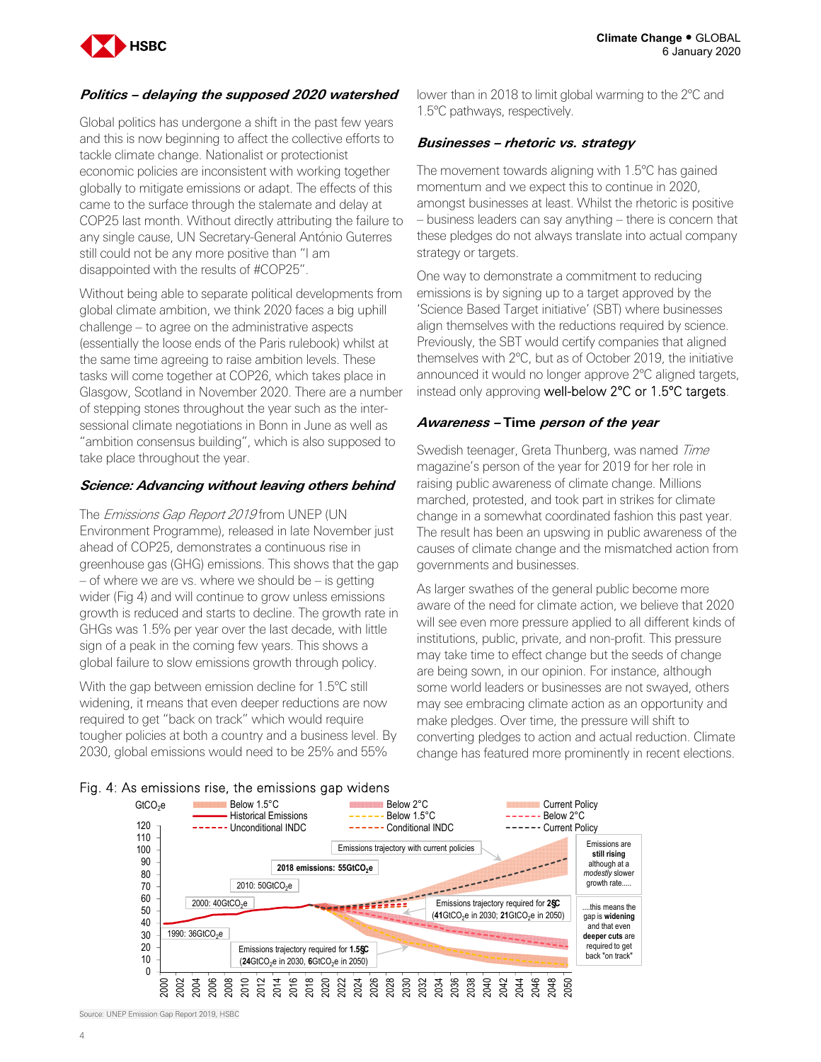### *Politics – delaying the supposed 2020 watershed*

Global politics has undergone a shift in the past few years and this is now beginning to affect the collective efforts to tackle climate change. Nationalist or protectionist economic policies are inconsistent with working together globally to mitigate emissions or adapt. The effects of this came to the surface through the stalemate and delay at COP25 last month. Without directly attributing the failure to any single cause, UN Secretary-General António Guterres still could not be any more positive than "I am disappointed with the results of #COP25".

Without being able to separate political developments from global climate ambition, we think 2020 faces a big uphill challenge – to agree on the administrative aspects (essentially the loose ends of the Paris rulebook) whilst at the same time agreeing to raise ambition levels. These tasks will come together at COP26, which takes place in Glasgow, Scotland in November 2020. There are a number of stepping stones throughout the year such as the inter-sessional climate negotiations in Bonn in June as well as "ambition consensus building", which is also supposed to take place throughout the year.

### *Science: Advancing without leaving others behind*

The *Emissions Gap Report 2019* from UNEP (UN Environment Programme), released in late November just ahead of COP25, demonstrates a continuous rise in greenhouse gas (GHG) emissions. This shows that the gap – of where we are vs. where we should be – is getting wider (Fig 4) and will continue to grow unless emissions growth is reduced and starts to decline. The growth rate in GHGs was 1.5% per year over the last decade, with little sign of a peak in the coming few years. This shows a global failure to slow emissions growth through policy.

With the gap between emission decline for 1.5°C still widening, it means that even deeper reductions are now required to get "back on track" which would require tougher policies at both a country and a business level. By 2030, global emissions would need to be 25% and 55% lower than in 2018 to limit global warming to the 2°C and 1.5°C pathways, respectively.

### *Businesses – rhetoric vs. strategy*

The movement towards aligning with 1.5°C has gained momentum and we expect this to continue in 2020, amongst businesses at least. Whilst the rhetoric is positive – business leaders can say anything – there is concern that these pledges do not always translate into actual company strategy or targets.

One way to demonstrate a commitment to reducing emissions is by signing up to a target approved by the 'Science Based Target initiative' (SBT) where businesses align themselves with the reductions required by science. Previously, the SBT would certify companies that aligned themselves with 2°C, but as of October 2019, the initiative announced it would no longer approve 2°C aligned targets, instead only approving well-below 2°C or 1.5°C targets.

### *Awareness –* Time *person of the year*

Swedish teenager, Greta Thunberg, was named *Time* magazine's person of the year for 2019 for her role in raising public awareness of climate change. Millions marched, protested, and took part in strikes for climate change in a somewhat coordinated fashion this past year. The result has been an upswing in public awareness of the causes of climate change and the mismatched action from governments and businesses.

As larger swathes of the general public become more aware of the need for climate action, we believe that 2020 will see even more pressure applied to all different kinds of institutions, public, private, and non-profit. This pressure may take time to effect change but the seeds of change are being sown, in our opinion. For instance, although some world leaders or businesses are not swayed, others may see embracing climate action as an opportunity and make pledges. Over time, the pressure will shift to converting pledges to action and actual reduction. Climate change has featured more prominently in recent elections.

Fig. 4: As emissions rise, the emissions gap widens

Source: UNEP Emission Gap Report 2019, HSBC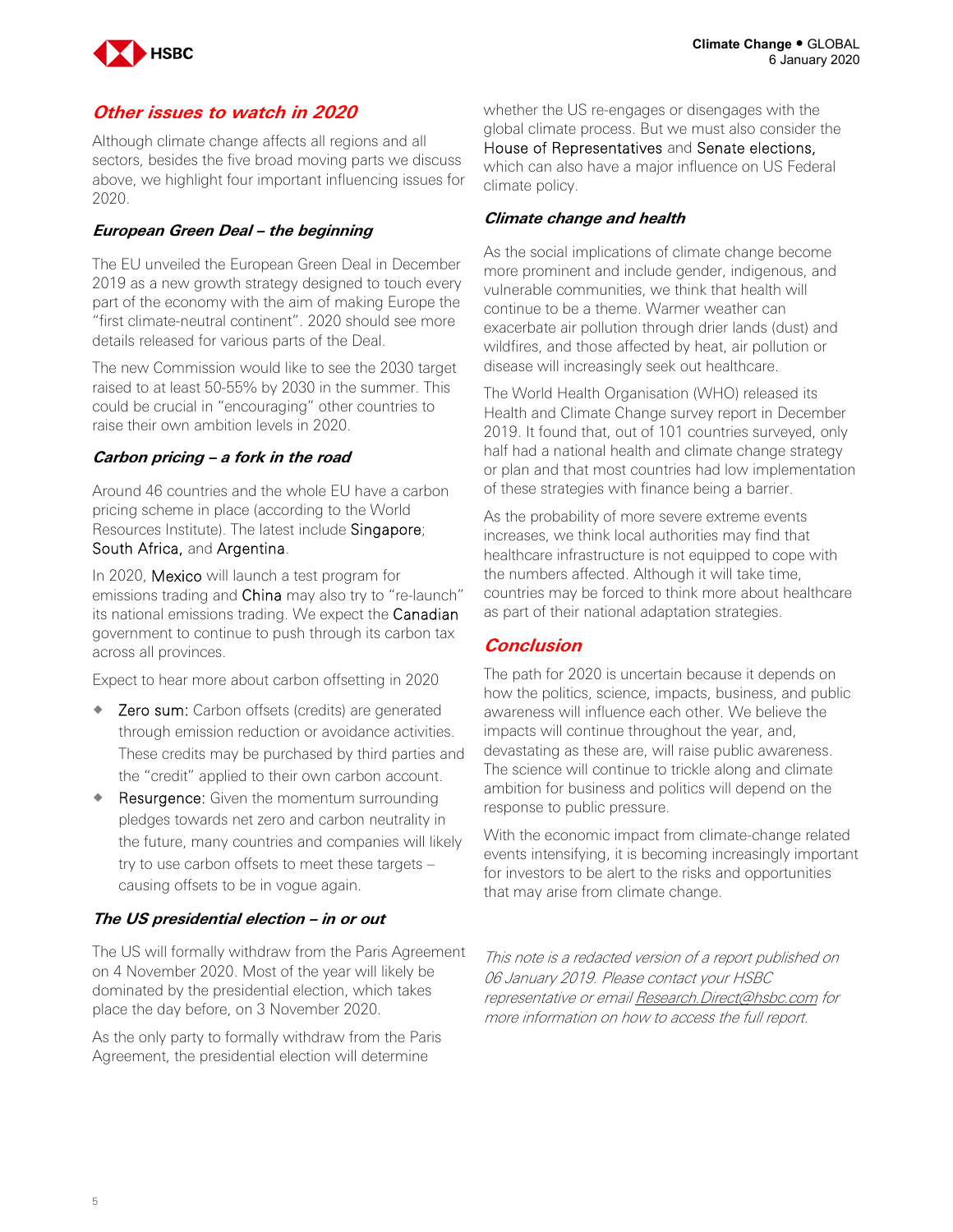## Other issues to watch in 2020

Although climate change affects all regions and all sectors, besides the five broad moving parts we discuss above, we highlight four important influencing issues for 2020.

### European Green Deal – the beginning

The EU unveiled the European Green Deal in December 2019 as a new growth strategy designed to touch every part of the economy with the aim of making Europe the "first climate-neutral continent". 2020 should see more details released for various parts of the Deal.

The new Commission would like to see the 2030 target raised to at least 50-55% by 2030 in the summer. This could be crucial in "encouraging" other countries to raise their own ambition levels in 2020.

### Carbon pricing – a fork in the road

Around 46 countries and the whole EU have a carbon pricing scheme in place (according to the World Resources Institute). The latest include Singapore; South Africa, and Argentina.

In 2020, Mexico will launch a test program for emissions trading and China may also try to "re-launch" its national emissions trading. We expect the Canadian government to continue to push through its carbon tax across all provinces.

Expect to hear more about carbon offsetting in 2020

- Zero sum: Carbon offsets (credits) are generated through emission reduction or avoidance activities. These credits may be purchased by third parties and the "credit" applied to their own carbon account.
- Resurgence: Given the momentum surrounding pledges towards net zero and carbon neutrality in the future, many countries and companies will likely try to use carbon offsets to meet these targets – causing offsets to be in vogue again.

### The US presidential election – in or out

The US will formally withdraw from the Paris Agreement on 4 November 2020. Most of the year will likely be dominated by the presidential election, which takes place the day before, on 3 November 2020.

As the only party to formally withdraw from the Paris Agreement, the presidential election will determine whether the US re-engages or disengages with the global climate process. But we must also consider the House of Representatives and Senate elections, which can also have a major influence on US Federal climate policy.

### Climate change and health

As the social implications of climate change become more prominent and include gender, indigenous, and vulnerable communities, we think that health will continue to be a theme. Warmer weather can exacerbate air pollution through drier lands (dust) and wildfires, and those affected by heat, air pollution or disease will increasingly seek out healthcare.

The World Health Organisation (WHO) released its Health and Climate Change survey report in December 2019. It found that, out of 101 countries surveyed, only half had a national health and climate change strategy or plan and that most countries had low implementation of these strategies with finance being a barrier.

As the probability of more severe extreme events increases, we think local authorities may find that healthcare infrastructure is not equipped to cope with the numbers affected. Although it will take time, countries may be forced to think more about healthcare as part of their national adaptation strategies.

## Conclusion

The path for 2020 is uncertain because it depends on how the politics, science, impacts, business, and public awareness will influence each other. We believe the impacts will continue throughout the year, and, devastating as these are, will raise public awareness. The science will continue to trickle along and climate ambition for business and politics will depend on the response to public pressure.

With the economic impact from climate-change related events intensifying, it is becoming increasingly important for investors to be alert to the risks and opportunities that may arise from climate change.

*This note is a redacted version of a report published on 06 January 2019. Please contact your HSBC representative or email Research.Direct@hsbc.com for more information on how to access the full report.*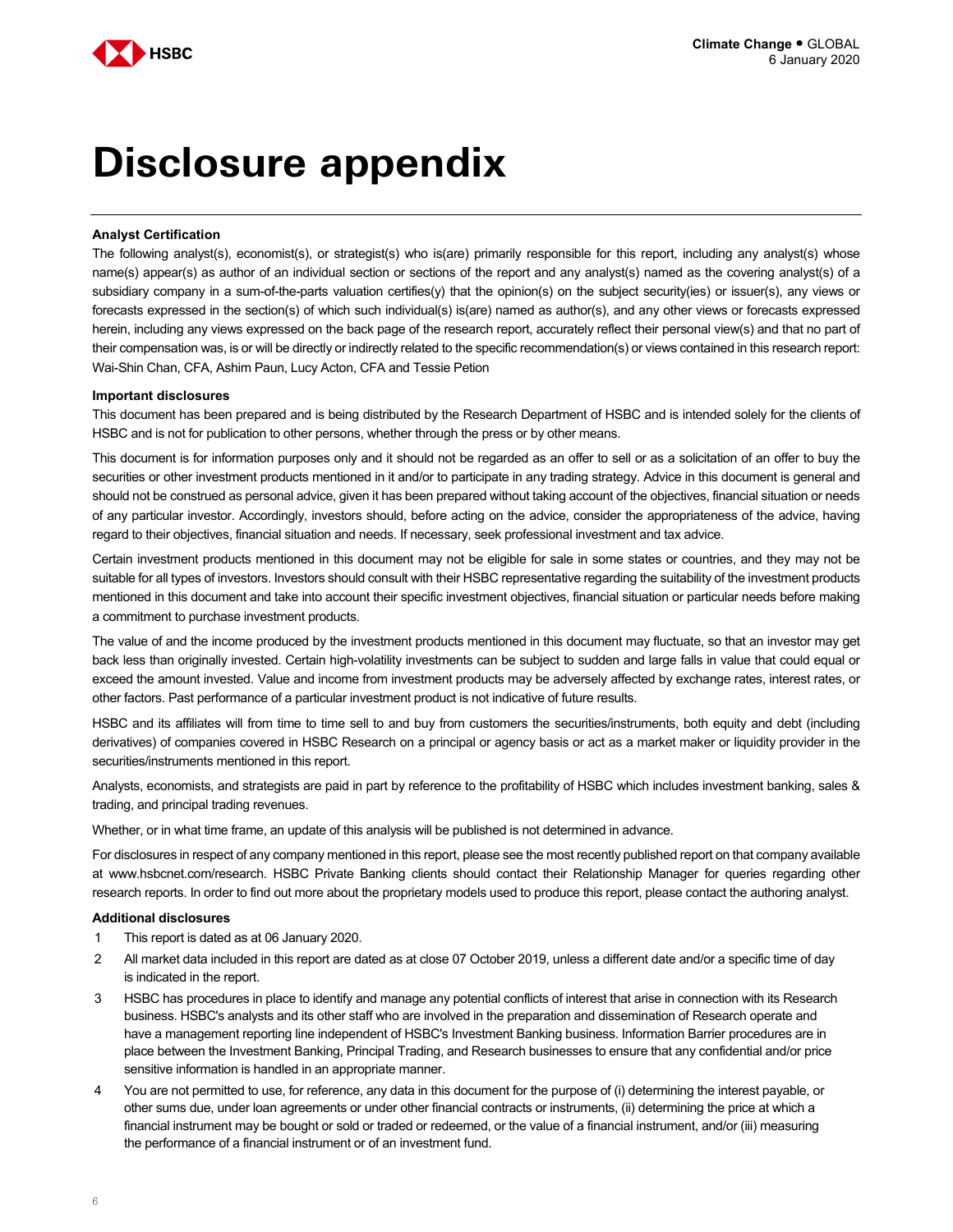# Disclosure appendix

**Analyst Certification**

The following analyst(s), economist(s), or strategist(s) who is(are) primarily responsible for this report, including any analyst(s) whose name(s) appear(s) as author of an individual section or sections of the report and any analyst(s) named as the covering analyst(s) of a subsidiary company in a sum-of-the-parts valuation certifies(y) that the opinion(s) on the subject security(ies) or issuer(s), any views or forecasts expressed in the section(s) of which such individual(s) is(are) named as author(s), and any other views or forecasts expressed herein, including any views expressed on the back page of the research report, accurately reflect their personal view(s) and that no part of their compensation was, is or will be directly or indirectly related to the specific recommendation(s) or views contained in this research report: Wai-Shin Chan, CFA, Ashim Paun, Lucy Acton, CFA and Tessie Petion

**Important disclosures**

This document has been prepared and is being distributed by the Research Department of HSBC and is intended solely for the clients of HSBC and is not for publication to other persons, whether through the press or by other means.

This document is for information purposes only and it should not be regarded as an offer to sell or as a solicitation of an offer to buy the securities or other investment products mentioned in it and/or to participate in any trading strategy. Advice in this document is general and should not be construed as personal advice, given it has been prepared without taking account of the objectives, financial situation or needs of any particular investor. Accordingly, investors should, before acting on the advice, consider the appropriateness of the advice, having regard to their objectives, financial situation and needs. If necessary, seek professional investment and tax advice.

Certain investment products mentioned in this document may not be eligible for sale in some states or countries, and they may not be suitable for all types of investors. Investors should consult with their HSBC representative regarding the suitability of the investment products mentioned in this document and take into account their specific investment objectives, financial situation or particular needs before making a commitment to purchase investment products.

The value of and the income produced by the investment products mentioned in this document may fluctuate, so that an investor may get back less than originally invested. Certain high-volatility investments can be subject to sudden and large falls in value that could equal or exceed the amount invested. Value and income from investment products may be adversely affected by exchange rates, interest rates, or other factors. Past performance of a particular investment product is not indicative of future results.

HSBC and its affiliates will from time to time sell to and buy from customers the securities/instruments, both equity and debt (including derivatives) of companies covered in HSBC Research on a principal or agency basis or act as a market maker or liquidity provider in the securities/instruments mentioned in this report.

Analysts, economists, and strategists are paid in part by reference to the profitability of HSBC which includes investment banking, sales & trading, and principal trading revenues.

Whether, or in what time frame, an update of this analysis will be published is not determined in advance.

For disclosures in respect of any company mentioned in this report, please see the most recently published report on that company available at www.hsbcnet.com/research. HSBC Private Banking clients should contact their Relationship Manager for queries regarding other research reports. In order to find out more about the proprietary models used to produce this report, please contact the authoring analyst.

**Additional disclosures**

1 This report is dated as at 06 January 2020.

2 All market data included in this report are dated as at close 07 October 2019, unless a different date and/or a specific time of day is indicated in the report.

3 HSBC has procedures in place to identify and manage any potential conflicts of interest that arise in connection with its Research business. HSBC's analysts and its other staff who are involved in the preparation and dissemination of Research operate and have a management reporting line independent of HSBC's Investment Banking business. Information Barrier procedures are in place between the Investment Banking, Principal Trading, and Research businesses to ensure that any confidential and/or price sensitive information is handled in an appropriate manner.

4 You are not permitted to use, for reference, any data in this document for the purpose of (i) determining the interest payable, or other sums due, under loan agreements or under other financial contracts or instruments, (ii) determining the price at which a financial instrument may be bought or sold or traded or redeemed, or the value of a financial instrument, and/or (iii) measuring the performance of a financial instrument or of an investment fund.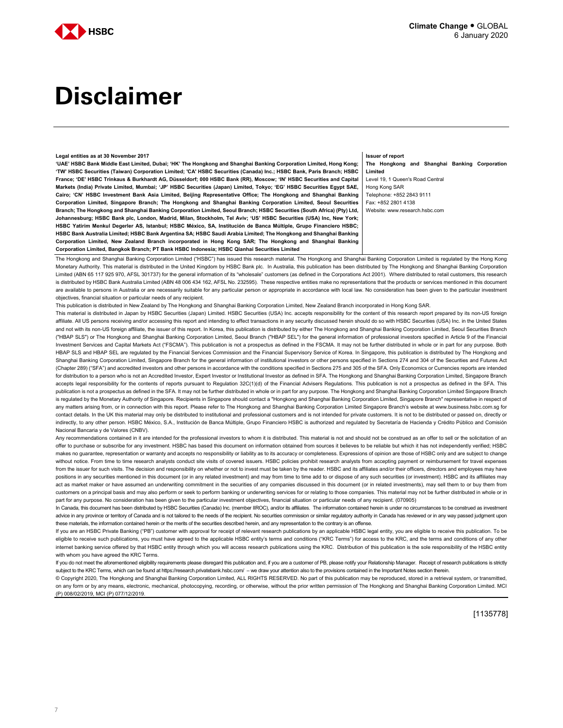# Disclaimer

**Legal entities as at 30 November 2017**

**'UAE' HSBC Bank Middle East Limited, Dubai; 'HK' The Hongkong and Shanghai Banking Corporation Limited, Hong Kong; 'TW' HSBC Securities (Taiwan) Corporation Limited; 'CA' HSBC Securities (Canada) Inc.; HSBC Bank, Paris Branch; HSBC France; 'DE' HSBC Trinkaus & Burkhardt AG, Düsseldorf; 000 HSBC Bank (RR), Moscow; 'IN' HSBC Securities and Capital Markets (India) Private Limited, Mumbai; 'JP' HSBC Securities (Japan) Limited, Tokyo; 'EG' HSBC Securities Egypt SAE, Cairo; 'CN' HSBC Investment Bank Asia Limited, Beijing Representative Office; The Hongkong and Shanghai Banking Corporation Limited, Singapore Branch; The Hongkong and Shanghai Banking Corporation Limited, Seoul Securities Branch; The Hongkong and Shanghai Banking Corporation Limited, Seoul Branch; HSBC Securities (South Africa) (Pty) Ltd, Johannesburg; HSBC Bank plc, London, Madrid, Milan, Stockholm, Tel Aviv; 'US' HSBC Securities (USA) Inc, New York; HSBC Yatirim Menkul Degerler AS, Istanbul; HSBC México, SA, Institución de Banca Múltiple, Grupo Financiero HSBC; HSBC Bank Australia Limited; HSBC Bank Argentina SA; HSBC Saudi Arabia Limited; The Hongkong and Shanghai Banking Corporation Limited, New Zealand Branch incorporated in Hong Kong SAR; The Hongkong and Shanghai Banking Corporation Limited, Bangkok Branch; PT Bank HSBC Indonesia; HSBC Qianhai Securities Limited**

**Issuer of report**
**The Hongkong and Shanghai Banking Corporation Limited**
Level 19, 1 Queen's Road Central
Hong Kong SAR
Telephone: +852 2843 9111
Fax: +852 2801 4138
Website: www.research.hsbc.com

The Hongkong and Shanghai Banking Corporation Limited ("HSBC") has issued this research material. The Hongkong and Shanghai Banking Corporation Limited is regulated by the Hong Kong Monetary Authority. This material is distributed in the United Kingdom by HSBC Bank plc. In Australia, this publication has been distributed by The Hongkong and Shanghai Banking Corporation Limited (ABN 65 117 925 970, AFSL 301737) for the general information of its "wholesale" customers (as defined in the Corporations Act 2001). Where distributed to retail customers, this research is distributed by HSBC Bank Australia Limited (ABN 48 006 434 162, AFSL No. 232595). These respective entities make no representations that the products or services mentioned in this document are available to persons in Australia or are necessarily suitable for any particular person or appropriate in accordance with local law. No consideration has been given to the particular investment objectives, financial situation or particular needs of any recipient.

This publication is distributed in New Zealand by The Hongkong and Shanghai Banking Corporation Limited, New Zealand Branch incorporated in Hong Kong SAR.

This material is distributed in Japan by HSBC Securities (Japan) Limited. HSBC Securities (USA) Inc. accepts responsibility for the content of this research report prepared by its non-US foreign affiliate. All US persons receiving and/or accessing this report and intending to effect transactions in any security discussed herein should do so with HSBC Securities (USA) Inc. in the United States and not with its non-US foreign affiliate, the issuer of this report. In Korea, this publication is distributed by either The Hongkong and Shanghai Banking Corporation Limited, Seoul Securities Branch ("HBAP SLS") or The Hongkong and Shanghai Banking Corporation Limited, Seoul Branch ("HBAP SEL") for the general information of professional investors specified in Article 9 of the Financial Investment Services and Capital Markets Act ("FSCMA"). This publication is not a prospectus as defined in the FSCMA. It may not be further distributed in whole or in part for any purpose. Both HBAP SLS and HBAP SEL are regulated by the Financial Services Commission and the Financial Supervisory Service of Korea. In Singapore, this publication is distributed by The Hongkong and Shanghai Banking Corporation Limited, Singapore Branch for the general information of institutional investors or other persons specified in Sections 274 and 304 of the Securities and Futures Act (Chapter 289) ("SFA") and accredited investors and other persons in accordance with the conditions specified in Sections 275 and 305 of the SFA. Only Economics or Currencies reports are intended for distribution to a person who is not an Accredited Investor, Expert Investor or Institutional Investor as defined in SFA. The Hongkong and Shanghai Banking Corporation Limited, Singapore Branch accepts legal responsibility for the contents of reports pursuant to Regulation 32C(1)(d) of the Financial Advisers Regulations. This publication is not a prospectus as defined in the SFA. This publication is not a prospectus as defined in the SFA. It may not be further distributed in whole or in part for any purpose. The Hongkong and Shanghai Banking Corporation Limited Singapore Branch is regulated by the Monetary Authority of Singapore. Recipients in Singapore should contact a "Hongkong and Shanghai Banking Corporation Limited, Singapore Branch" representative in respect of any matters arising from, or in connection with this report. Please refer to The Hongkong and Shanghai Banking Corporation Limited Singapore Branch's website at www.business.hsbc.com.sg for contact details. In the UK this material may only be distributed to institutional and professional customers and is not intended for private customers. It is not to be distributed or passed on, directly or indirectly, to any other person. HSBC México, S.A., Institución de Banca Múltiple, Grupo Financiero HSBC is authorized and regulated by Secretaría de Hacienda y Crédito Público and Comisión Nacional Bancaria y de Valores (CNBV).

Any recommendations contained in it are intended for the professional investors to whom it is distributed. This material is not and should not be construed as an offer to sell or the solicitation of an offer to purchase or subscribe for any investment. HSBC has based this document on information obtained from sources it believes to be reliable but which it has not independently verified; HSBC makes no guarantee, representation or warranty and accepts no responsibility or liability as to its accuracy or completeness. Expressions of opinion are those of HSBC only and are subject to change without notice. From time to time research analysts conduct site visits of covered issuers. HSBC policies prohibit research analysts from accepting payment or reimbursement for travel expenses from the issuer for such visits. The decision and responsibility on whether or not to invest must be taken by the reader. HSBC and its affiliates and/or their officers, directors and employees may have positions in any securities mentioned in this document (or in any related investment) and may from time to time add to or dispose of any such securities (or investment). HSBC and its affiliates may act as market maker or have assumed an underwriting commitment in the securities of any companies discussed in this document (or in related investments), may sell them to or buy them from customers on a principal basis and may also perform or seek to perform banking or underwriting services for or relating to those companies. This material may not be further distributed in whole or in part for any purpose. No consideration has been given to the particular investment objectives, financial situation or particular needs of any recipient. (070905)

In Canada, this document has been distributed by HSBC Securities (Canada) Inc. (member IIROC), and/or its affiliates. The information contained herein is under no circumstances to be construed as investment advice in any province or territory of Canada and is not tailored to the needs of the recipient. No securities commission or similar regulatory authority in Canada has reviewed or in any way passed judgment upon these materials, the information contained herein or the merits of the securities described herein, and any representation to the contrary is an offense.

If you are an HSBC Private Banking ("PB") customer with approval for receipt of relevant research publications by an applicable HSBC legal entity, you are eligible to receive this publication. To be eligible to receive such publications, you must have agreed to the applicable HSBC entity's terms and conditions ("KRC Terms") for access to the KRC, and the terms and conditions of any other internet banking service offered by that HSBC entity through which you will access research publications using the KRC. Distribution of this publication is the sole responsibility of the HSBC entity with whom you have agreed the KRC Terms.

If you do not meet the aforementioned eligibility requirements please disregard this publication and, if you are a customer of PB, please notify your Relationship Manager. Receipt of research publications is strictly subject to the KRC Terms, which can be found at https://research.privatebank.hsbc.com/ – we draw your attention also to the provisions contained in the Important Notes section therein.

© Copyright 2020, The Hongkong and Shanghai Banking Corporation Limited, ALL RIGHTS RESERVED. No part of this publication may be reproduced, stored in a retrieval system, or transmitted, on any form or by any means, electronic, mechanical, photocopying, recording, or otherwise, without the prior written permission of The Hongkong and Shanghai Banking Corporation Limited. MCI (P) 008/02/2019, MCI (P) 077/12/2019.

[1135778]